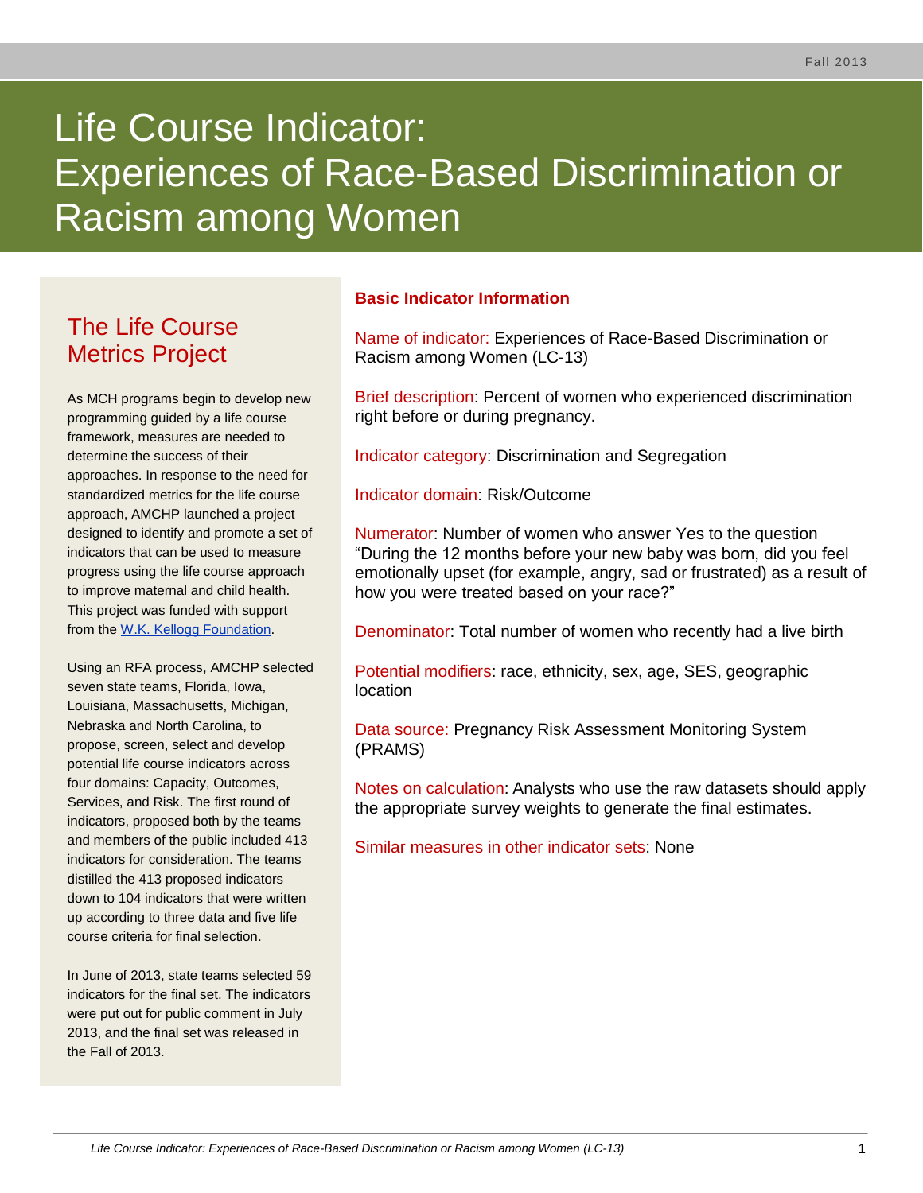# Life Course Indicator: Experiences of Race-Based Discrimination or Racism among Women

## The Life Course Metrics Project

As MCH programs begin to develop new programming guided by a life course framework, measures are needed to determine the success of their approaches. In response to the need for standardized metrics for the life course approach, AMCHP launched a project designed to identify and promote a set of indicators that can be used to measure progress using the life course approach to improve maternal and child health. This project was funded with support from the W.K. Kellogg Foundation.

Using an RFA process, AMCHP selected seven state teams, Florida, Iowa, Louisiana, Massachusetts, Michigan, Nebraska and North Carolina, to propose, screen, select and develop potential life course indicators across four domains: Capacity, Outcomes, Services, and Risk. The first round of indicators, proposed both by the teams and members of the public included 413 indicators for consideration. The teams distilled the 413 proposed indicators down to 104 indicators that were written up according to three data and five life course criteria for final selection.

In June of 2013, state teams selected 59 indicators for the final set. The indicators were put out for public comment in July 2013, and the final set was released in the Fall of 2013.

## Basic Indicator Information

Name of indicator: Experiences of Race-Based Discrimination or Racism among Women (LC-13)

Brief description: Percent of women who experienced discrimination right before or during pregnancy.

Indicator category: Discrimination and Segregation

Indicator domain: Risk/Outcome

Numerator: Number of women who answer Yes to the question "During the 12 months before your new baby was born, did you feel emotionally upset (for example, angry, sad or frustrated) as a result of how you were treated based on your race?"

Denominator: Total number of women who recently had a live birth

Potential modifiers: race, ethnicity, sex, age, SES, geographic location

Data source: Pregnancy Risk Assessment Monitoring System (PRAMS)

Notes on calculation: Analysts who use the raw datasets should apply the appropriate survey weights to generate the final estimates.

Similar measures in other indicator sets: None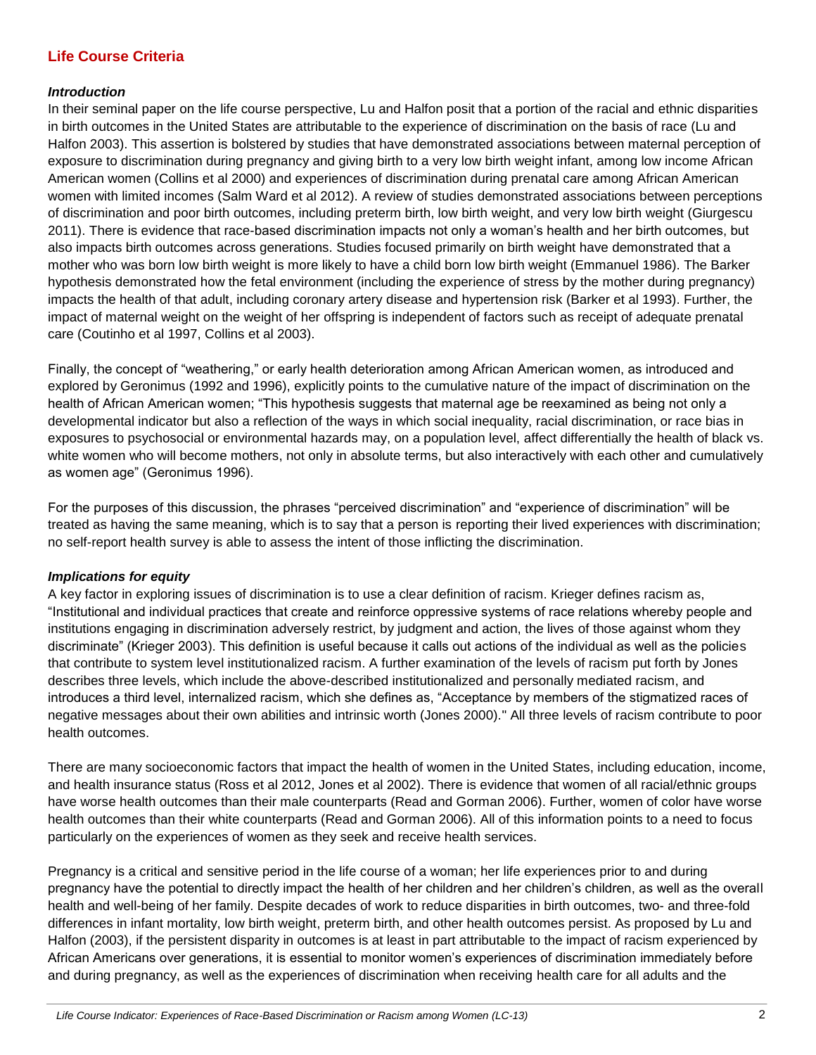## Life Course Criteria

### *Introduction*

In their seminal paper on the life course perspective, Lu and Halfon posit that a portion of the racial and ethnic disparities in birth outcomes in the United States are attributable to the experience of discrimination on the basis of race (Lu and Halfon 2003). This assertion is bolstered by studies that have demonstrated associations between maternal perception of exposure to discrimination during pregnancy and giving birth to a very low birth weight infant, among low income African American women (Collins et al 2000) and experiences of discrimination during prenatal care among African American women with limited incomes (Salm Ward et al 2012). A review of studies demonstrated associations between perceptions of discrimination and poor birth outcomes, including preterm birth, low birth weight, and very low birth weight (Giurgescu 2011). There is evidence that race-based discrimination impacts not only a woman's health and her birth outcomes, but also impacts birth outcomes across generations. Studies focused primarily on birth weight have demonstrated that a mother who was born low birth weight is more likely to have a child born low birth weight (Emmanuel 1986). The Barker hypothesis demonstrated how the fetal environment (including the experience of stress by the mother during pregnancy) impacts the health of that adult, including coronary artery disease and hypertension risk (Barker et al 1993). Further, the impact of maternal weight on the weight of her offspring is independent of factors such as receipt of adequate prenatal care (Coutinho et al 1997, Collins et al 2003).

Finally, the concept of "weathering," or early health deterioration among African American women, as introduced and explored by Geronimus (1992 and 1996), explicitly points to the cumulative nature of the impact of discrimination on the health of African American women; "This hypothesis suggests that maternal age be reexamined as being not only a developmental indicator but also a reflection of the ways in which social inequality, racial discrimination, or race bias in exposures to psychosocial or environmental hazards may, on a population level, affect differentially the health of black vs. white women who will become mothers, not only in absolute terms, but also interactively with each other and cumulatively as women age" (Geronimus 1996).

For the purposes of this discussion, the phrases "perceived discrimination" and "experience of discrimination" will be treated as having the same meaning, which is to say that a person is reporting their lived experiences with discrimination; no self-report health survey is able to assess the intent of those inflicting the discrimination.

### *Implications for equity*

A key factor in exploring issues of discrimination is to use a clear definition of racism. Krieger defines racism as, "Institutional and individual practices that create and reinforce oppressive systems of race relations whereby people and institutions engaging in discrimination adversely restrict, by judgment and action, the lives of those against whom they discriminate" (Krieger 2003). This definition is useful because it calls out actions of the individual as well as the policies that contribute to system level institutionalized racism. A further examination of the levels of racism put forth by Jones describes three levels, which include the above-described institutionalized and personally mediated racism, and introduces a third level, internalized racism, which she defines as, "Acceptance by members of the stigmatized races of negative messages about their own abilities and intrinsic worth (Jones 2000)." All three levels of racism contribute to poor health outcomes.

There are many socioeconomic factors that impact the health of women in the United States, including education, income, and health insurance status (Ross et al 2012, Jones et al 2002). There is evidence that women of all racial/ethnic groups have worse health outcomes than their male counterparts (Read and Gorman 2006). Further, women of color have worse health outcomes than their white counterparts (Read and Gorman 2006). All of this information points to a need to focus particularly on the experiences of women as they seek and receive health services.

Pregnancy is a critical and sensitive period in the life course of a woman; her life experiences prior to and during pregnancy have the potential to directly impact the health of her children and her children's children, as well as the overall health and well-being of her family. Despite decades of work to reduce disparities in birth outcomes, two- and three-fold differences in infant mortality, low birth weight, preterm birth, and other health outcomes persist. As proposed by Lu and Halfon (2003), if the persistent disparity in outcomes is at least in part attributable to the impact of racism experienced by African Americans over generations, it is essential to monitor women's experiences of discrimination immediately before and during pregnancy, as well as the experiences of discrimination when receiving health care for all adults and the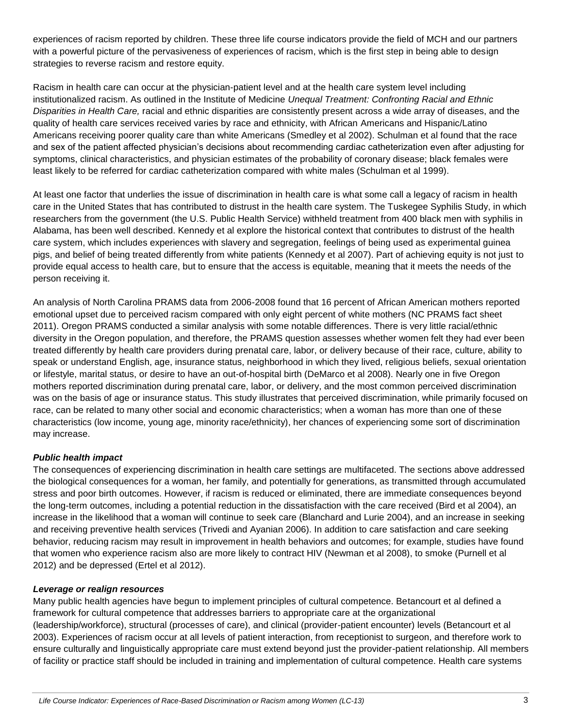experiences of racism reported by children. These three life course indicators provide the field of MCH and our partners with a powerful picture of the pervasiveness of experiences of racism, which is the first step in being able to design strategies to reverse racism and restore equity.

Racism in health care can occur at the physician-patient level and at the health care system level including institutionalized racism. As outlined in the Institute of Medicine *Unequal Treatment: Confronting Racial and Ethnic Disparities in Health Care,* racial and ethnic disparities are consistently present across a wide array of diseases, and the quality of health care services received varies by race and ethnicity, with African Americans and Hispanic/Latino Americans receiving poorer quality care than white Americans (Smedley et al 2002). Schulman et al found that the race and sex of the patient affected physician's decisions about recommending cardiac catheterization even after adjusting for symptoms, clinical characteristics, and physician estimates of the probability of coronary disease; black females were least likely to be referred for cardiac catheterization compared with white males (Schulman et al 1999).

At least one factor that underlies the issue of discrimination in health care is what some call a legacy of racism in health care in the United States that has contributed to distrust in the health care system. The Tuskegee Syphilis Study, in which researchers from the government (the U.S. Public Health Service) withheld treatment from 400 black men with syphilis in Alabama, has been well described. Kennedy et al explore the historical context that contributes to distrust of the health care system, which includes experiences with slavery and segregation, feelings of being used as experimental guinea pigs, and belief of being treated differently from white patients (Kennedy et al 2007). Part of achieving equity is not just to provide equal access to health care, but to ensure that the access is equitable, meaning that it meets the needs of the person receiving it.

An analysis of North Carolina PRAMS data from 2006-2008 found that 16 percent of African American mothers reported emotional upset due to perceived racism compared with only eight percent of white mothers (NC PRAMS fact sheet 2011). Oregon PRAMS conducted a similar analysis with some notable differences. There is very little racial/ethnic diversity in the Oregon population, and therefore, the PRAMS question assesses whether women felt they had ever been treated differently by health care providers during prenatal care, labor, or delivery because of their race, culture, ability to speak or understand English, age, insurance status, neighborhood in which they lived, religious beliefs, sexual orientation or lifestyle, marital status, or desire to have an out-of-hospital birth (DeMarco et al 2008). Nearly one in five Oregon mothers reported discrimination during prenatal care, labor, or delivery, and the most common perceived discrimination was on the basis of age or insurance status. This study illustrates that perceived discrimination, while primarily focused on race, can be related to many other social and economic characteristics; when a woman has more than one of these characteristics (low income, young age, minority race/ethnicity), her chances of experiencing some sort of discrimination may increase.

***Public health impact***

The consequences of experiencing discrimination in health care settings are multifaceted. The sections above addressed the biological consequences for a woman, her family, and potentially for generations, as transmitted through accumulated stress and poor birth outcomes. However, if racism is reduced or eliminated, there are immediate consequences beyond the long-term outcomes, including a potential reduction in the dissatisfaction with the care received (Bird et al 2004), an increase in the likelihood that a woman will continue to seek care (Blanchard and Lurie 2004), and an increase in seeking and receiving preventive health services (Trivedi and Ayanian 2006). In addition to care satisfaction and care seeking behavior, reducing racism may result in improvement in health behaviors and outcomes; for example, studies have found that women who experience racism also are more likely to contract HIV (Newman et al 2008), to smoke (Purnell et al 2012) and be depressed (Ertel et al 2012).

***Leverage or realign resources***

Many public health agencies have begun to implement principles of cultural competence. Betancourt et al defined a framework for cultural competence that addresses barriers to appropriate care at the organizational (leadership/workforce), structural (processes of care), and clinical (provider-patient encounter) levels (Betancourt et al 2003). Experiences of racism occur at all levels of patient interaction, from receptionist to surgeon, and therefore work to ensure culturally and linguistically appropriate care must extend beyond just the provider-patient relationship. All members of facility or practice staff should be included in training and implementation of cultural competence. Health care systems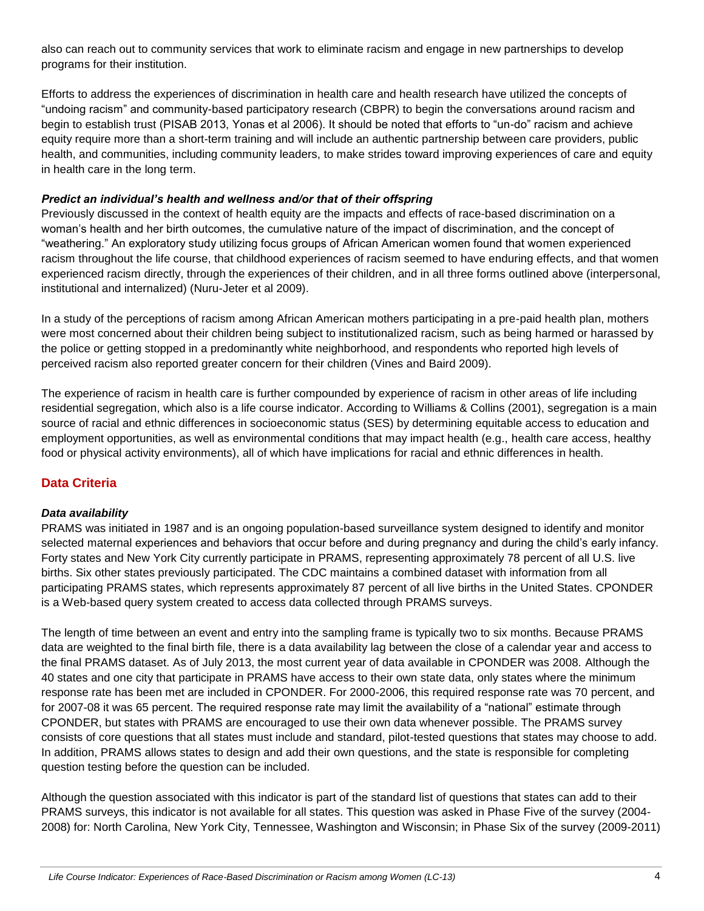also can reach out to community services that work to eliminate racism and engage in new partnerships to develop programs for their institution.

Efforts to address the experiences of discrimination in health care and health research have utilized the concepts of "undoing racism" and community-based participatory research (CBPR) to begin the conversations around racism and begin to establish trust (PISAB 2013, Yonas et al 2006). It should be noted that efforts to "un-do" racism and achieve equity require more than a short-term training and will include an authentic partnership between care providers, public health, and communities, including community leaders, to make strides toward improving experiences of care and equity in health care in the long term.

### *Predict an individual's health and wellness and/or that of their offspring*

Previously discussed in the context of health equity are the impacts and effects of race-based discrimination on a woman's health and her birth outcomes, the cumulative nature of the impact of discrimination, and the concept of "weathering." An exploratory study utilizing focus groups of African American women found that women experienced racism throughout the life course, that childhood experiences of racism seemed to have enduring effects, and that women experienced racism directly, through the experiences of their children, and in all three forms outlined above (interpersonal, institutional and internalized) (Nuru-Jeter et al 2009).

In a study of the perceptions of racism among African American mothers participating in a pre-paid health plan, mothers were most concerned about their children being subject to institutionalized racism, such as being harmed or harassed by the police or getting stopped in a predominantly white neighborhood, and respondents who reported high levels of perceived racism also reported greater concern for their children (Vines and Baird 2009).

The experience of racism in health care is further compounded by experience of racism in other areas of life including residential segregation, which also is a life course indicator. According to Williams & Collins (2001), segregation is a main source of racial and ethnic differences in socioeconomic status (SES) by determining equitable access to education and employment opportunities, as well as environmental conditions that may impact health (e.g., health care access, healthy food or physical activity environments), all of which have implications for racial and ethnic differences in health.

## Data Criteria

### *Data availability*

PRAMS was initiated in 1987 and is an ongoing population-based surveillance system designed to identify and monitor selected maternal experiences and behaviors that occur before and during pregnancy and during the child's early infancy. Forty states and New York City currently participate in PRAMS, representing approximately 78 percent of all U.S. live births. Six other states previously participated. The CDC maintains a combined dataset with information from all participating PRAMS states, which represents approximately 87 percent of all live births in the United States. CPONDER is a Web-based query system created to access data collected through PRAMS surveys.

The length of time between an event and entry into the sampling frame is typically two to six months. Because PRAMS data are weighted to the final birth file, there is a data availability lag between the close of a calendar year and access to the final PRAMS dataset. As of July 2013, the most current year of data available in CPONDER was 2008. Although the 40 states and one city that participate in PRAMS have access to their own state data, only states where the minimum response rate has been met are included in CPONDER. For 2000-2006, this required response rate was 70 percent, and for 2007-08 it was 65 percent. The required response rate may limit the availability of a "national" estimate through CPONDER, but states with PRAMS are encouraged to use their own data whenever possible. The PRAMS survey consists of core questions that all states must include and standard, pilot-tested questions that states may choose to add. In addition, PRAMS allows states to design and add their own questions, and the state is responsible for completing question testing before the question can be included.

Although the question associated with this indicator is part of the standard list of questions that states can add to their PRAMS surveys, this indicator is not available for all states. This question was asked in Phase Five of the survey (2004-2008) for: North Carolina, New York City, Tennessee, Washington and Wisconsin; in Phase Six of the survey (2009-2011)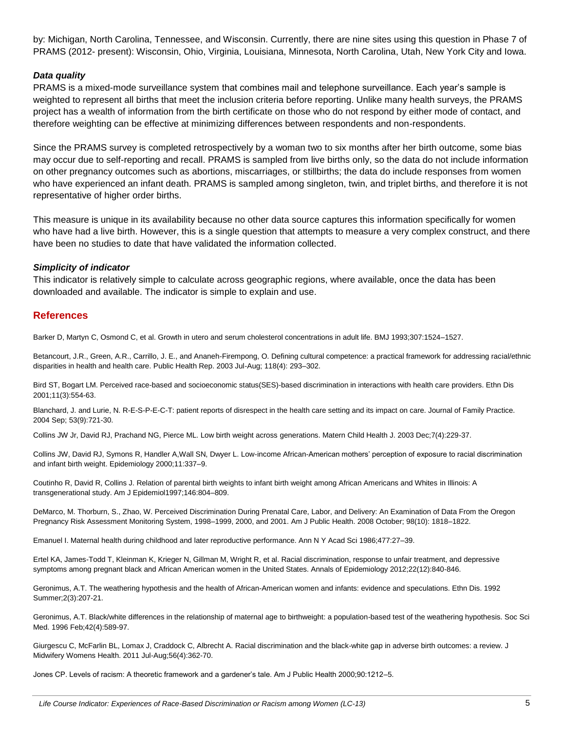by: Michigan, North Carolina, Tennessee, and Wisconsin. Currently, there are nine sites using this question in Phase 7 of PRAMS (2012- present): Wisconsin, Ohio, Virginia, Louisiana, Minnesota, North Carolina, Utah, New York City and Iowa.

### *Data quality*

PRAMS is a mixed-mode surveillance system that combines mail and telephone surveillance. Each year's sample is weighted to represent all births that meet the inclusion criteria before reporting. Unlike many health surveys, the PRAMS project has a wealth of information from the birth certificate on those who do not respond by either mode of contact, and therefore weighting can be effective at minimizing differences between respondents and non-respondents.

Since the PRAMS survey is completed retrospectively by a woman two to six months after her birth outcome, some bias may occur due to self-reporting and recall. PRAMS is sampled from live births only, so the data do not include information on other pregnancy outcomes such as abortions, miscarriages, or stillbirths; the data do include responses from women who have experienced an infant death. PRAMS is sampled among singleton, twin, and triplet births, and therefore it is not representative of higher order births.

This measure is unique in its availability because no other data source captures this information specifically for women who have had a live birth. However, this is a single question that attempts to measure a very complex construct, and there have been no studies to date that have validated the information collected.

### *Simplicity of indicator*

This indicator is relatively simple to calculate across geographic regions, where available, once the data has been downloaded and available. The indicator is simple to explain and use.

## References

Barker D, Martyn C, Osmond C, et al. Growth in utero and serum cholesterol concentrations in adult life. BMJ 1993;307:1524–1527.

Betancourt, J.R., Green, A.R., Carrillo, J. E., and Ananeh-Firempong, O. Defining cultural competence: a practical framework for addressing racial/ethnic disparities in health and health care. Public Health Rep. 2003 Jul-Aug; 118(4): 293–302.

Bird ST, Bogart LM. Perceived race-based and socioeconomic status(SES)-based discrimination in interactions with health care providers. Ethn Dis 2001;11(3):554-63.

Blanchard, J. and Lurie, N. R-E-S-P-E-C-T: patient reports of disrespect in the health care setting and its impact on care. Journal of Family Practice. 2004 Sep; 53(9):721-30.

Collins JW Jr, David RJ, Prachand NG, Pierce ML. Low birth weight across generations. Matern Child Health J. 2003 Dec;7(4):229-37.

Collins JW, David RJ, Symons R, Handler A,Wall SN, Dwyer L. Low-income African-American mothers' perception of exposure to racial discrimination and infant birth weight. Epidemiology 2000;11:337–9.

Coutinho R, David R, Collins J. Relation of parental birth weights to infant birth weight among African Americans and Whites in Illinois: A transgenerational study. Am J Epidemiol1997;146:804–809.

DeMarco, M. Thorburn, S., Zhao, W. Perceived Discrimination During Prenatal Care, Labor, and Delivery: An Examination of Data From the Oregon Pregnancy Risk Assessment Monitoring System, 1998–1999, 2000, and 2001. Am J Public Health. 2008 October; 98(10): 1818–1822.

Emanuel I. Maternal health during childhood and later reproductive performance. Ann N Y Acad Sci 1986;477:27–39.

Ertel KA, James-Todd T, Kleinman K, Krieger N, Gillman M, Wright R, et al. Racial discrimination, response to unfair treatment, and depressive symptoms among pregnant black and African American women in the United States. Annals of Epidemiology 2012;22(12):840-846.

Geronimus, A.T. The weathering hypothesis and the health of African-American women and infants: evidence and speculations. Ethn Dis. 1992 Summer;2(3):207-21.

Geronimus, A.T. Black/white differences in the relationship of maternal age to birthweight: a population-based test of the weathering hypothesis. Soc Sci Med. 1996 Feb;42(4):589-97.

Giurgescu C, McFarlin BL, Lomax J, Craddock C, Albrecht A. Racial discrimination and the black-white gap in adverse birth outcomes: a review. J Midwifery Womens Health. 2011 Jul-Aug;56(4):362-70.

Jones CP. Levels of racism: A theoretic framework and a gardener's tale. Am J Public Health 2000;90:1212–5.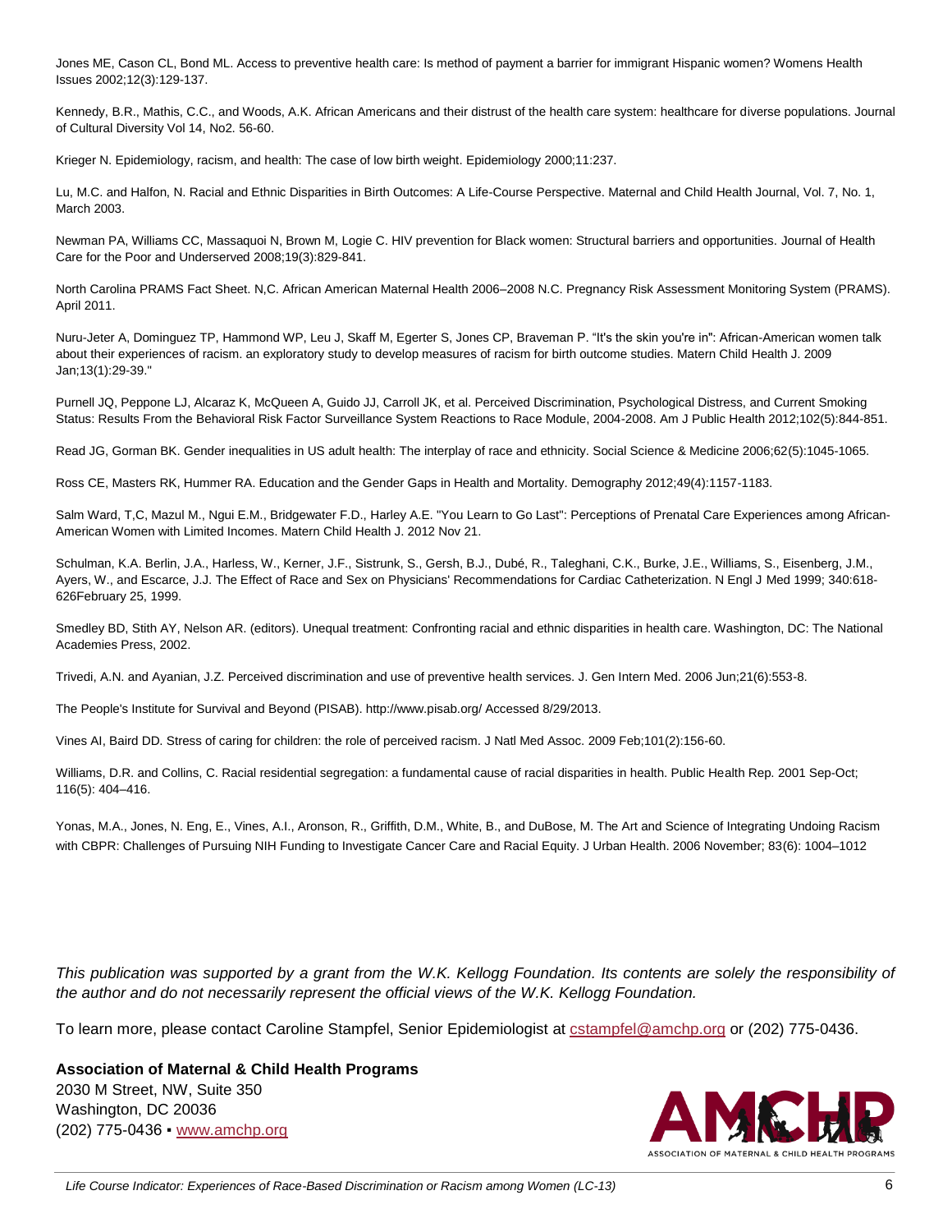Jones ME, Cason CL, Bond ML. Access to preventive health care: Is method of payment a barrier for immigrant Hispanic women? Womens Health Issues 2002;12(3):129-137.

Kennedy, B.R., Mathis, C.C., and Woods, A.K. African Americans and their distrust of the health care system: healthcare for diverse populations. Journal of Cultural Diversity Vol 14, No2. 56-60.

Krieger N. Epidemiology, racism, and health: The case of low birth weight. Epidemiology 2000;11:237.

Lu, M.C. and Halfon, N. Racial and Ethnic Disparities in Birth Outcomes: A Life-Course Perspective. Maternal and Child Health Journal, Vol. 7, No. 1, March 2003.

Newman PA, Williams CC, Massaquoi N, Brown M, Logie C. HIV prevention for Black women: Structural barriers and opportunities. Journal of Health Care for the Poor and Underserved 2008;19(3):829-841.

North Carolina PRAMS Fact Sheet. N,C. African American Maternal Health 2006–2008 N.C. Pregnancy Risk Assessment Monitoring System (PRAMS). April 2011.

Nuru-Jeter A, Dominguez TP, Hammond WP, Leu J, Skaff M, Egerter S, Jones CP, Braveman P. "It's the skin you're in": African-American women talk about their experiences of racism. an exploratory study to develop measures of racism for birth outcome studies. Matern Child Health J. 2009 Jan;13(1):29-39."

Purnell JQ, Peppone LJ, Alcaraz K, McQueen A, Guido JJ, Carroll JK, et al. Perceived Discrimination, Psychological Distress, and Current Smoking Status: Results From the Behavioral Risk Factor Surveillance System Reactions to Race Module, 2004-2008. Am J Public Health 2012;102(5):844-851.

Read JG, Gorman BK. Gender inequalities in US adult health: The interplay of race and ethnicity. Social Science & Medicine 2006;62(5):1045-1065.

Ross CE, Masters RK, Hummer RA. Education and the Gender Gaps in Health and Mortality. Demography 2012;49(4):1157-1183.

Salm Ward, T,C, Mazul M., Ngui E.M., Bridgewater F.D., Harley A.E. "You Learn to Go Last": Perceptions of Prenatal Care Experiences among African-American Women with Limited Incomes. Matern Child Health J. 2012 Nov 21.

Schulman, K.A. Berlin, J.A., Harless, W., Kerner, J.F., Sistrunk, S., Gersh, B.J., Dubé, R., Taleghani, C.K., Burke, J.E., Williams, S., Eisenberg, J.M., Ayers, W., and Escarce, J.J. The Effect of Race and Sex on Physicians' Recommendations for Cardiac Catheterization. N Engl J Med 1999; 340:618-626February 25, 1999.

Smedley BD, Stith AY, Nelson AR. (editors). Unequal treatment: Confronting racial and ethnic disparities in health care. Washington, DC: The National Academies Press, 2002.

Trivedi, A.N. and Ayanian, J.Z. Perceived discrimination and use of preventive health services. J. Gen Intern Med. 2006 Jun;21(6):553-8.

The People's Institute for Survival and Beyond (PISAB). http://www.pisab.org/ Accessed 8/29/2013.

Vines AI, Baird DD. Stress of caring for children: the role of perceived racism. J Natl Med Assoc. 2009 Feb;101(2):156-60.

Williams, D.R. and Collins, C. Racial residential segregation: a fundamental cause of racial disparities in health. Public Health Rep. 2001 Sep-Oct; 116(5): 404–416.

Yonas, M.A., Jones, N. Eng, E., Vines, A.I., Aronson, R., Griffith, D.M., White, B., and DuBose, M. The Art and Science of Integrating Undoing Racism with CBPR: Challenges of Pursuing NIH Funding to Investigate Cancer Care and Racial Equity. J Urban Health. 2006 November; 83(6): 1004–1012

*This publication was supported by a grant from the W.K. Kellogg Foundation. Its contents are solely the responsibility of the author and do not necessarily represent the official views of the W.K. Kellogg Foundation.*

To learn more, please contact Caroline Stampfel, Senior Epidemiologist at cstampfel@amchp.org or (202) 775-0436.

**Association of Maternal & Child Health Programs**
2030 M Street, NW, Suite 350
Washington, DC 20036
(202) 775-0436 ▪ www.amchp.org

AMCHP
ASSOCIATION OF MATERNAL & CHILD HEALTH PROGRAMS